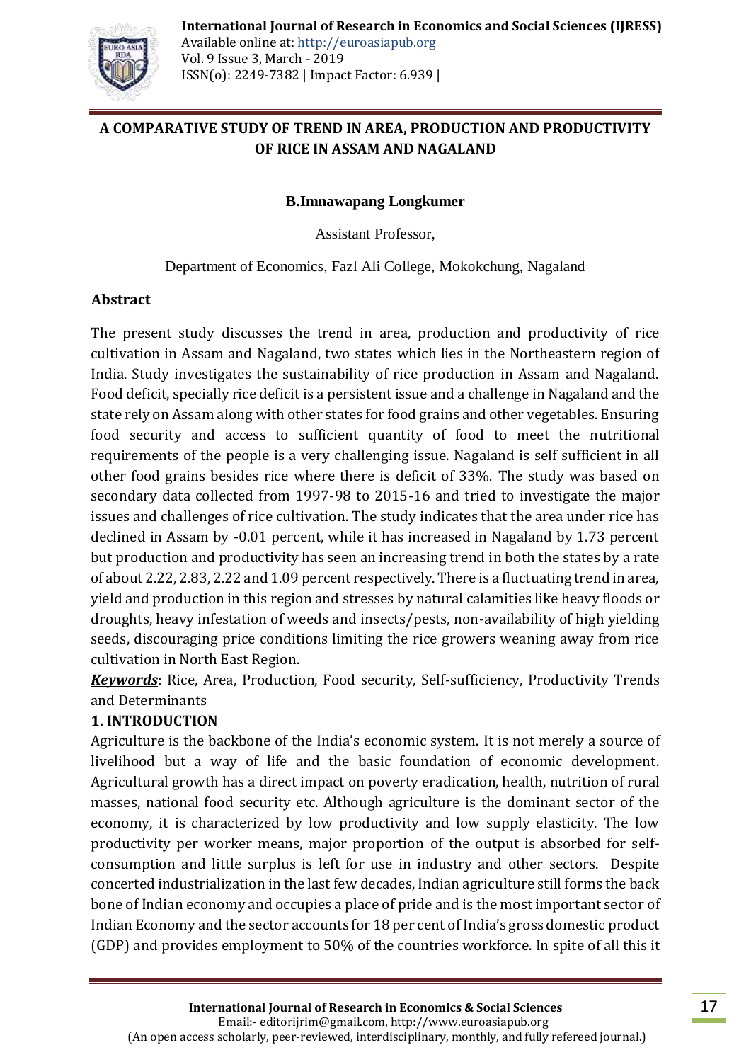# A COMPARATIVE STUDY OF TREND IN AREA, PRODUCTION AND PRODUCTIVITY OF RICE IN ASSAM AND NAGALAND

**B.Imnawapang Longkumer**

Assistant Professor,

Department of Economics, Fazl Ali College, Mokokchung, Nagaland

## Abstract

The present study discusses the trend in area, production and productivity of rice cultivation in Assam and Nagaland, two states which lies in the Northeastern region of India. Study investigates the sustainability of rice production in Assam and Nagaland. Food deficit, specially rice deficit is a persistent issue and a challenge in Nagaland and the state rely on Assam along with other states for food grains and other vegetables. Ensuring food security and access to sufficient quantity of food to meet the nutritional requirements of the people is a very challenging issue. Nagaland is self sufficient in all other food grains besides rice where there is deficit of 33%. The study was based on secondary data collected from 1997-98 to 2015-16 and tried to investigate the major issues and challenges of rice cultivation. The study indicates that the area under rice has declined in Assam by -0.01 percent, while it has increased in Nagaland by 1.73 percent but production and productivity has seen an increasing trend in both the states by a rate of about 2.22, 2.83, 2.22 and 1.09 percent respectively. There is a fluctuating trend in area, yield and production in this region and stresses by natural calamities like heavy floods or droughts, heavy infestation of weeds and insects/pests, non-availability of high yielding seeds, discouraging price conditions limiting the rice growers weaning away from rice cultivation in North East Region.

***Keywords***: Rice, Area, Production, Food security, Self-sufficiency, Productivity Trends and Determinants

## 1. INTRODUCTION

Agriculture is the backbone of the India's economic system. It is not merely a source of livelihood but a way of life and the basic foundation of economic development. Agricultural growth has a direct impact on poverty eradication, health, nutrition of rural masses, national food security etc. Although agriculture is the dominant sector of the economy, it is characterized by low productivity and low supply elasticity. The low productivity per worker means, major proportion of the output is absorbed for self-consumption and little surplus is left for use in industry and other sectors. Despite concerted industrialization in the last few decades, Indian agriculture still forms the back bone of Indian economy and occupies a place of pride and is the most important sector of Indian Economy and the sector accounts for 18 per cent of India's gross domestic product (GDP) and provides employment to 50% of the countries workforce. In spite of all this it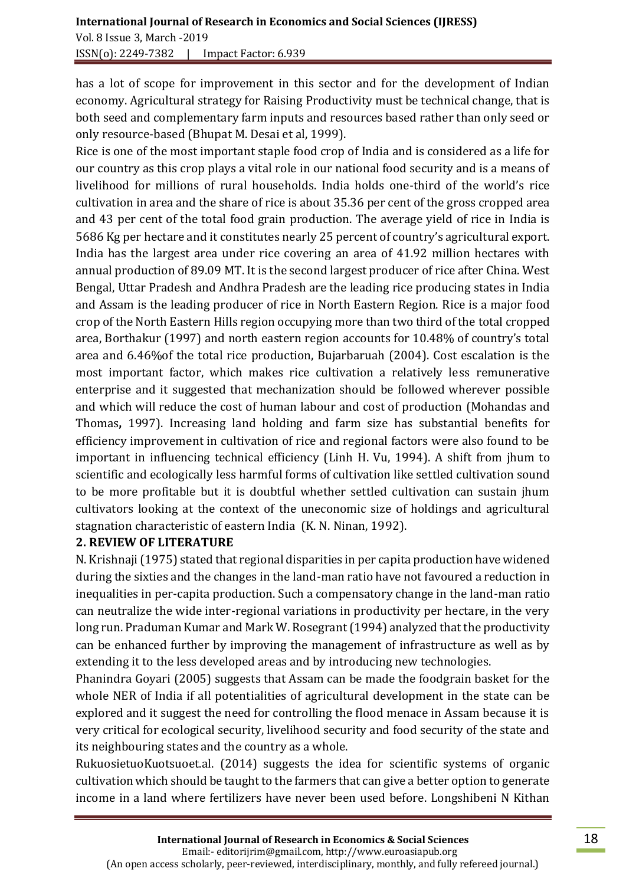has a lot of scope for improvement in this sector and for the development of Indian economy. Agricultural strategy for Raising Productivity must be technical change, that is both seed and complementary farm inputs and resources based rather than only seed or only resource-based (Bhupat M. Desai et al, 1999).

Rice is one of the most important staple food crop of India and is considered as a life for our country as this crop plays a vital role in our national food security and is a means of livelihood for millions of rural households. India holds one-third of the world's rice cultivation in area and the share of rice is about 35.36 per cent of the gross cropped area and 43 per cent of the total food grain production. The average yield of rice in India is 5686 Kg per hectare and it constitutes nearly 25 percent of country's agricultural export. India has the largest area under rice covering an area of 41.92 million hectares with annual production of 89.09 MT. It is the second largest producer of rice after China. West Bengal, Uttar Pradesh and Andhra Pradesh are the leading rice producing states in India and Assam is the leading producer of rice in North Eastern Region. Rice is a major food crop of the North Eastern Hills region occupying more than two third of the total cropped area, Borthakur (1997) and north eastern region accounts for 10.48% of country's total area and 6.46%of the total rice production, Bujarbaruah (2004). Cost escalation is the most important factor, which makes rice cultivation a relatively less remunerative enterprise and it suggested that mechanization should be followed wherever possible and which will reduce the cost of human labour and cost of production (Mohandas and Thomas**,** 1997). Increasing land holding and farm size has substantial benefits for efficiency improvement in cultivation of rice and regional factors were also found to be important in influencing technical efficiency (Linh H. Vu, 1994). A shift from jhum to scientific and ecologically less harmful forms of cultivation like settled cultivation sound to be more profitable but it is doubtful whether settled cultivation can sustain jhum cultivators looking at the context of the uneconomic size of holdings and agricultural stagnation characteristic of eastern India (K. N. Ninan, 1992).

## 2. REVIEW OF LITERATURE

N. Krishnaji (1975) stated that regional disparities in per capita production have widened during the sixties and the changes in the land-man ratio have not favoured a reduction in inequalities in per-capita production. Such a compensatory change in the land-man ratio can neutralize the wide inter-regional variations in productivity per hectare, in the very long run. Praduman Kumar and Mark W. Rosegrant (1994) analyzed that the productivity can be enhanced further by improving the management of infrastructure as well as by extending it to the less developed areas and by introducing new technologies.

Phanindra Goyari (2005) suggests that Assam can be made the foodgrain basket for the whole NER of India if all potentialities of agricultural development in the state can be explored and it suggest the need for controlling the flood menace in Assam because it is very critical for ecological security, livelihood security and food security of the state and its neighbouring states and the country as a whole.

RukuosietuoKuotsuoet.al. (2014) suggests the idea for scientific systems of organic cultivation which should be taught to the farmers that can give a better option to generate income in a land where fertilizers have never been used before. Longshibeni N Kithan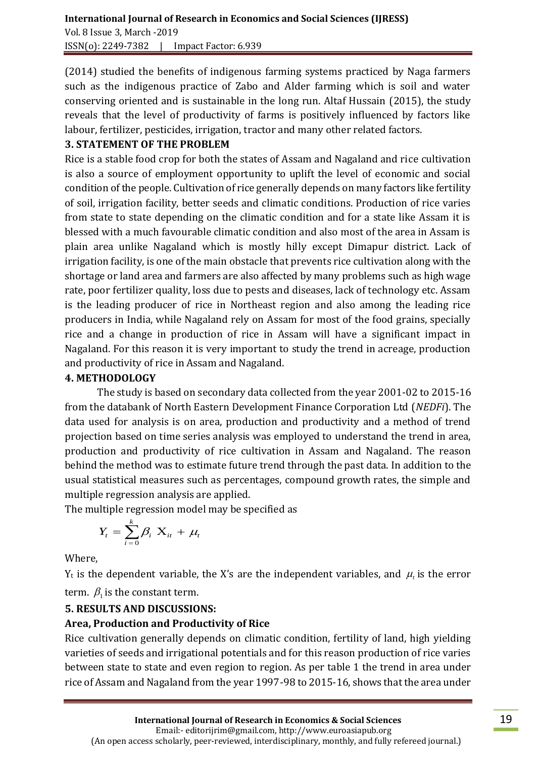(2014) studied the benefits of indigenous farming systems practiced by Naga farmers such as the indigenous practice of Zabo and Alder farming which is soil and water conserving oriented and is sustainable in the long run. Altaf Hussain (2015), the study reveals that the level of productivity of farms is positively influenced by factors like labour, fertilizer, pesticides, irrigation, tractor and many other related factors.

## 3. STATEMENT OF THE PROBLEM

Rice is a stable food crop for both the states of Assam and Nagaland and rice cultivation is also a source of employment opportunity to uplift the level of economic and social condition of the people. Cultivation of rice generally depends on many factors like fertility of soil, irrigation facility, better seeds and climatic conditions. Production of rice varies from state to state depending on the climatic condition and for a state like Assam it is blessed with a much favourable climatic condition and also most of the area in Assam is plain area unlike Nagaland which is mostly hilly except Dimapur district. Lack of irrigation facility, is one of the main obstacle that prevents rice cultivation along with the shortage or land area and farmers are also affected by many problems such as high wage rate, poor fertilizer quality, loss due to pests and diseases, lack of technology etc. Assam is the leading producer of rice in Northeast region and also among the leading rice producers in India, while Nagaland rely on Assam for most of the food grains, specially rice and a change in production of rice in Assam will have a significant impact in Nagaland. For this reason it is very important to study the trend in acreage, production and productivity of rice in Assam and Nagaland.

## 4. METHODOLOGY

The study is based on secondary data collected from the year 2001-02 to 2015-16 from the databank of North Eastern Development Finance Corporation Ltd (*NEDFi*). The data used for analysis is on area, production and productivity and a method of trend projection based on time series analysis was employed to understand the trend in area, production and productivity of rice cultivation in Assam and Nagaland. The reason behind the method was to estimate future trend through the past data. In addition to the usual statistical measures such as percentages, compound growth rates, the simple and multiple regression analysis are applied.

The multiple regression model may be specified as

$$Y_t = \sum_{i=0}^{k} \beta_i \, X_{it} + \mu_t$$

Where,

$Y_t$ is the dependent variable, the X's are the independent variables, and $\mu_t$ is the error term. $\beta_1$ is the constant term.

## 5. RESULTS AND DISCUSSIONS:

### Area, Production and Productivity of Rice

Rice cultivation generally depends on climatic condition, fertility of land, high yielding varieties of seeds and irrigational potentials and for this reason production of rice varies between state to state and even region to region. As per table 1 the trend in area under rice of Assam and Nagaland from the year 1997-98 to 2015-16, shows that the area under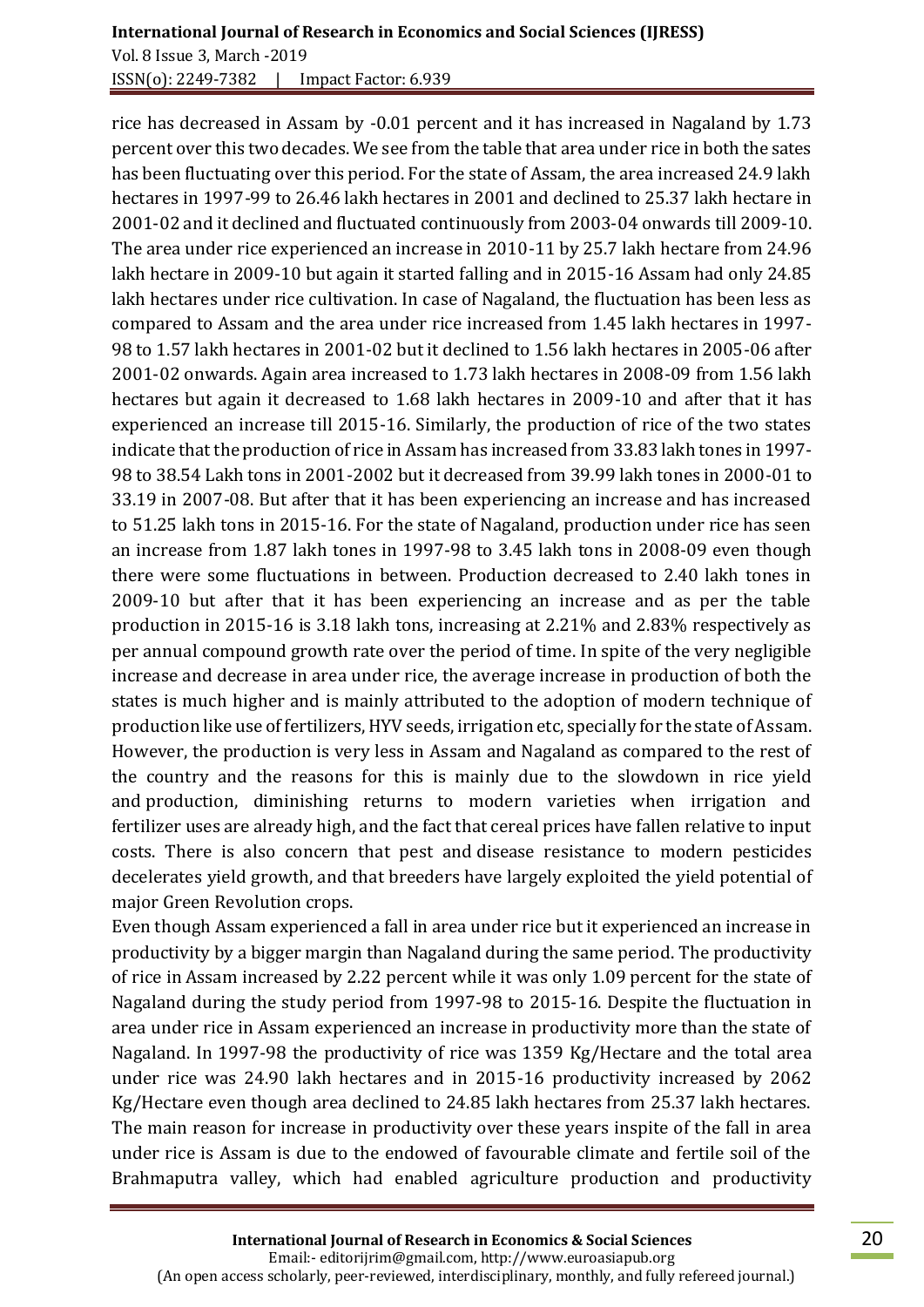rice has decreased in Assam by -0.01 percent and it has increased in Nagaland by 1.73 percent over this two decades. We see from the table that area under rice in both the sates has been fluctuating over this period. For the state of Assam, the area increased 24.9 lakh hectares in 1997-99 to 26.46 lakh hectares in 2001 and declined to 25.37 lakh hectare in 2001-02 and it declined and fluctuated continuously from 2003-04 onwards till 2009-10. The area under rice experienced an increase in 2010-11 by 25.7 lakh hectare from 24.96 lakh hectare in 2009-10 but again it started falling and in 2015-16 Assam had only 24.85 lakh hectares under rice cultivation. In case of Nagaland, the fluctuation has been less as compared to Assam and the area under rice increased from 1.45 lakh hectares in 1997-98 to 1.57 lakh hectares in 2001-02 but it declined to 1.56 lakh hectares in 2005-06 after 2001-02 onwards. Again area increased to 1.73 lakh hectares in 2008-09 from 1.56 lakh hectares but again it decreased to 1.68 lakh hectares in 2009-10 and after that it has experienced an increase till 2015-16. Similarly, the production of rice of the two states indicate that the production of rice in Assam has increased from 33.83 lakh tones in 1997-98 to 38.54 Lakh tons in 2001-2002 but it decreased from 39.99 lakh tones in 2000-01 to 33.19 in 2007-08. But after that it has been experiencing an increase and has increased to 51.25 lakh tons in 2015-16. For the state of Nagaland, production under rice has seen an increase from 1.87 lakh tones in 1997-98 to 3.45 lakh tons in 2008-09 even though there were some fluctuations in between. Production decreased to 2.40 lakh tones in 2009-10 but after that it has been experiencing an increase and as per the table production in 2015-16 is 3.18 lakh tons, increasing at 2.21% and 2.83% respectively as per annual compound growth rate over the period of time. In spite of the very negligible increase and decrease in area under rice, the average increase in production of both the states is much higher and is mainly attributed to the adoption of modern technique of production like use of fertilizers, HYV seeds, irrigation etc, specially for the state of Assam. However, the production is very less in Assam and Nagaland as compared to the rest of the country and the reasons for this is mainly due to the slowdown in rice yield and production, diminishing returns to modern varieties when irrigation and fertilizer uses are already high, and the fact that cereal prices have fallen relative to input costs. There is also concern that pest and disease resistance to modern pesticides decelerates yield growth, and that breeders have largely exploited the yield potential of major Green Revolution crops.

Even though Assam experienced a fall in area under rice but it experienced an increase in productivity by a bigger margin than Nagaland during the same period. The productivity of rice in Assam increased by 2.22 percent while it was only 1.09 percent for the state of Nagaland during the study period from 1997-98 to 2015-16. Despite the fluctuation in area under rice in Assam experienced an increase in productivity more than the state of Nagaland. In 1997-98 the productivity of rice was 1359 Kg/Hectare and the total area under rice was 24.90 lakh hectares and in 2015-16 productivity increased by 2062 Kg/Hectare even though area declined to 24.85 lakh hectares from 25.37 lakh hectares. The main reason for increase in productivity over these years inspite of the fall in area under rice is Assam is due to the endowed of favourable climate and fertile soil of the Brahmaputra valley, which had enabled agriculture production and productivity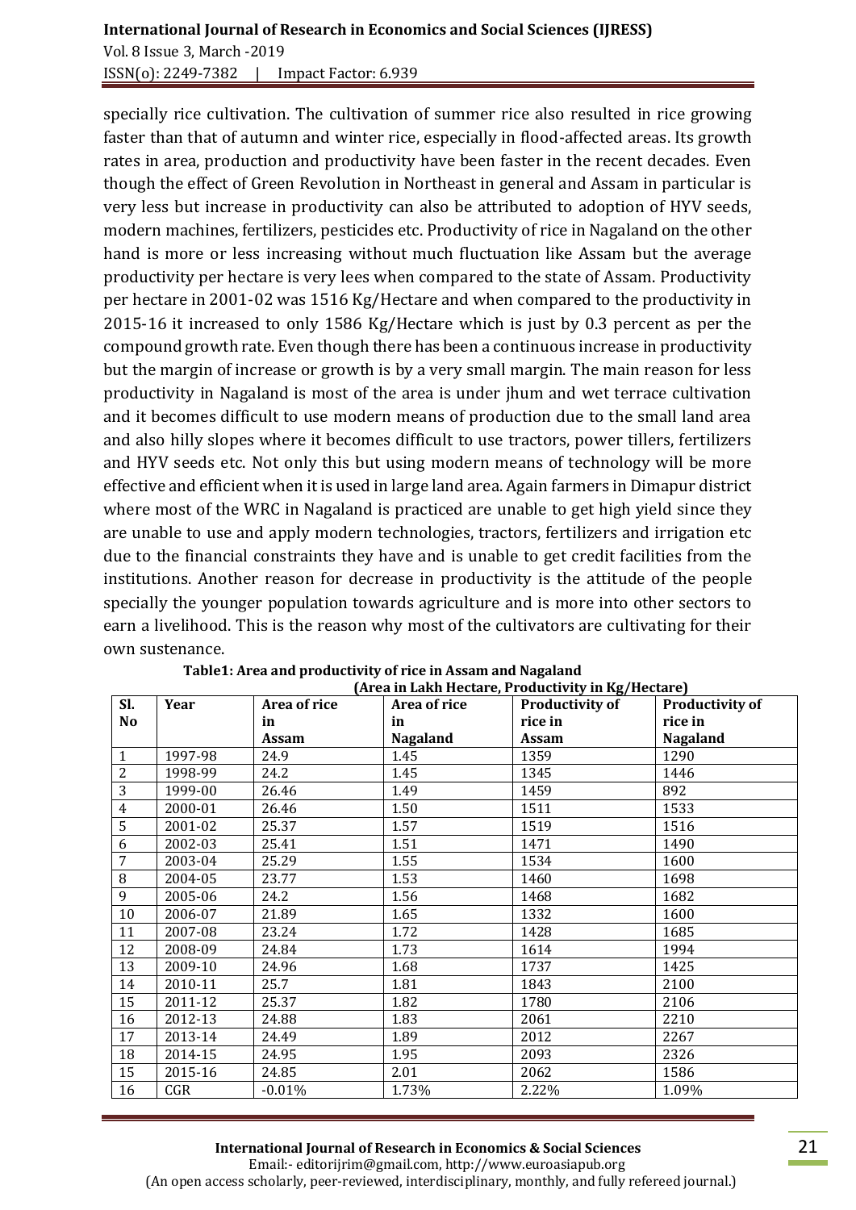specially rice cultivation. The cultivation of summer rice also resulted in rice growing faster than that of autumn and winter rice, especially in flood-affected areas. Its growth rates in area, production and productivity have been faster in the recent decades. Even though the effect of Green Revolution in Northeast in general and Assam in particular is very less but increase in productivity can also be attributed to adoption of HYV seeds, modern machines, fertilizers, pesticides etc. Productivity of rice in Nagaland on the other hand is more or less increasing without much fluctuation like Assam but the average productivity per hectare is very lees when compared to the state of Assam. Productivity per hectare in 2001-02 was 1516 Kg/Hectare and when compared to the productivity in 2015-16 it increased to only 1586 Kg/Hectare which is just by 0.3 percent as per the compound growth rate. Even though there has been a continuous increase in productivity but the margin of increase or growth is by a very small margin. The main reason for less productivity in Nagaland is most of the area is under jhum and wet terrace cultivation and it becomes difficult to use modern means of production due to the small land area and also hilly slopes where it becomes difficult to use tractors, power tillers, fertilizers and HYV seeds etc. Not only this but using modern means of technology will be more effective and efficient when it is used in large land area. Again farmers in Dimapur district where most of the WRC in Nagaland is practiced are unable to get high yield since they are unable to use and apply modern technologies, tractors, fertilizers and irrigation etc due to the financial constraints they have and is unable to get credit facilities from the institutions. Another reason for decrease in productivity is the attitude of the people specially the younger population towards agriculture and is more into other sectors to earn a livelihood. This is the reason why most of the cultivators are cultivating for their own sustenance.

**Table1: Area and productivity of rice in Assam and Nagaland**

**(Area in Lakh Hectare, Productivity in Kg/Hectare)**

| Sl. No | Year | Area of rice in Assam | Area of rice in Nagaland | Productivity of rice in Assam | Productivity of rice in Nagaland |
|---|---|---|---|---|---|
| 1 | 1997-98 | 24.9 | 1.45 | 1359 | 1290 |
| 2 | 1998-99 | 24.2 | 1.45 | 1345 | 1446 |
| 3 | 1999-00 | 26.46 | 1.49 | 1459 | 892 |
| 4 | 2000-01 | 26.46 | 1.50 | 1511 | 1533 |
| 5 | 2001-02 | 25.37 | 1.57 | 1519 | 1516 |
| 6 | 2002-03 | 25.41 | 1.51 | 1471 | 1490 |
| 7 | 2003-04 | 25.29 | 1.55 | 1534 | 1600 |
| 8 | 2004-05 | 23.77 | 1.53 | 1460 | 1698 |
| 9 | 2005-06 | 24.2 | 1.56 | 1468 | 1682 |
| 10 | 2006-07 | 21.89 | 1.65 | 1332 | 1600 |
| 11 | 2007-08 | 23.24 | 1.72 | 1428 | 1685 |
| 12 | 2008-09 | 24.84 | 1.73 | 1614 | 1994 |
| 13 | 2009-10 | 24.96 | 1.68 | 1737 | 1425 |
| 14 | 2010-11 | 25.7 | 1.81 | 1843 | 2100 |
| 15 | 2011-12 | 25.37 | 1.82 | 1780 | 2106 |
| 16 | 2012-13 | 24.88 | 1.83 | 2061 | 2210 |
| 17 | 2013-14 | 24.49 | 1.89 | 2012 | 2267 |
| 18 | 2014-15 | 24.95 | 1.95 | 2093 | 2326 |
| 15 | 2015-16 | 24.85 | 2.01 | 2062 | 1586 |
| 16 | CGR | -0.01% | 1.73% | 2.22% | 1.09% |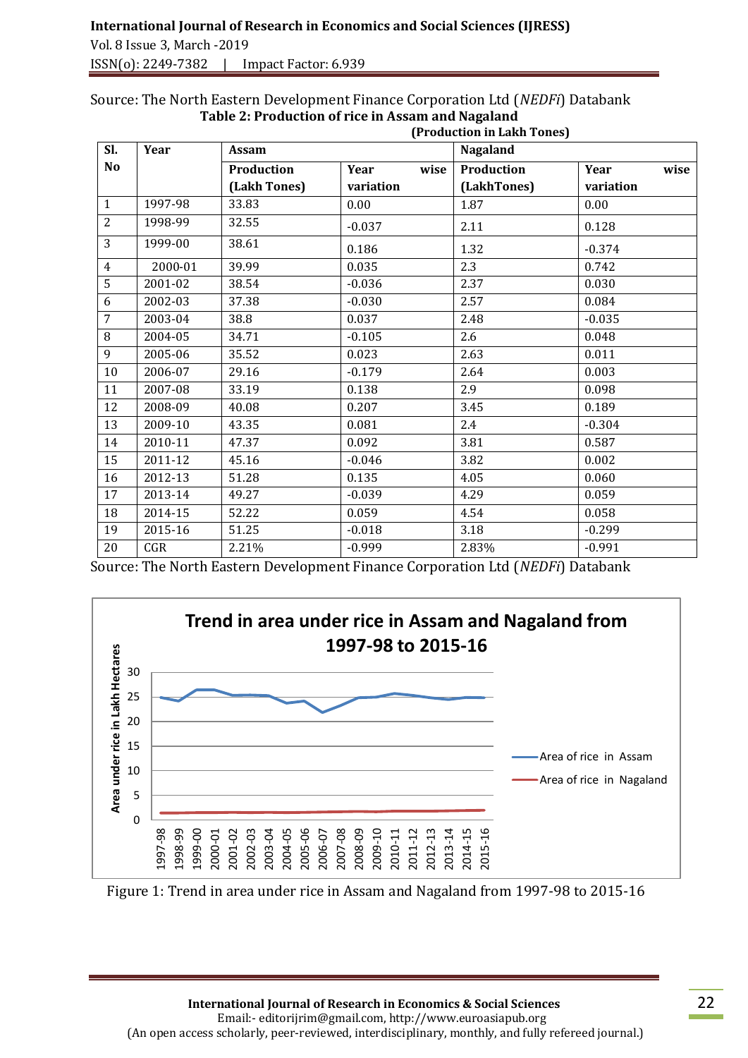Source: The North Eastern Development Finance Corporation Ltd (*NEDFi*) Databank

**Table 2: Production of rice in Assam and Nagaland**

**(Production in Lakh Tones)**

| Sl. No | Year | Assam | | Nagaland | |
|---|---|---|---|---|---|
| | | Production (Lakh Tones) | Year wise variation | Production (LakhTones) | Year wise variation |
| 1 | 1997-98 | 33.83 | 0.00 | 1.87 | 0.00 |
| 2 | 1998-99 | 32.55 | -0.037 | 2.11 | 0.128 |
| 3 | 1999-00 | 38.61 | 0.186 | 1.32 | -0.374 |
| 4 | 2000-01 | 39.99 | 0.035 | 2.3 | 0.742 |
| 5 | 2001-02 | 38.54 | -0.036 | 2.37 | 0.030 |
| 6 | 2002-03 | 37.38 | -0.030 | 2.57 | 0.084 |
| 7 | 2003-04 | 38.8 | 0.037 | 2.48 | -0.035 |
| 8 | 2004-05 | 34.71 | -0.105 | 2.6 | 0.048 |
| 9 | 2005-06 | 35.52 | 0.023 | 2.63 | 0.011 |
| 10 | 2006-07 | 29.16 | -0.179 | 2.64 | 0.003 |
| 11 | 2007-08 | 33.19 | 0.138 | 2.9 | 0.098 |
| 12 | 2008-09 | 40.08 | 0.207 | 3.45 | 0.189 |
| 13 | 2009-10 | 43.35 | 0.081 | 2.4 | -0.304 |
| 14 | 2010-11 | 47.37 | 0.092 | 3.81 | 0.587 |
| 15 | 2011-12 | 45.16 | -0.046 | 3.82 | 0.002 |
| 16 | 2012-13 | 51.28 | 0.135 | 4.05 | 0.060 |
| 17 | 2013-14 | 49.27 | -0.039 | 4.29 | 0.059 |
| 18 | 2014-15 | 52.22 | 0.059 | 4.54 | 0.058 |
| 19 | 2015-16 | 51.25 | -0.018 | 3.18 | -0.299 |
| 20 | CGR | 2.21% | -0.999 | 2.83% | -0.991 |

Source: The North Eastern Development Finance Corporation Ltd (*NEDFi*) Databank

Figure 1: Trend in area under rice in Assam and Nagaland from 1997-98 to 2015-16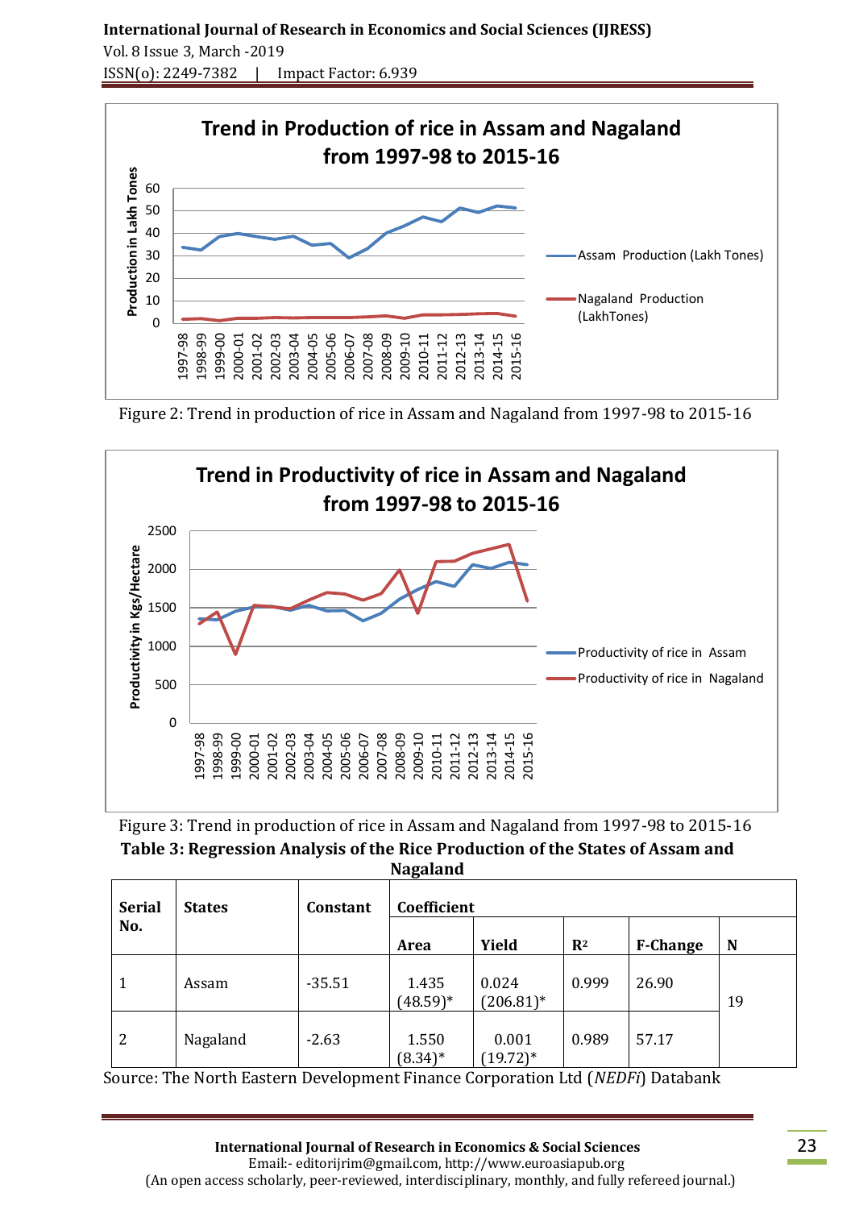Figure 2: Trend in production of rice in Assam and Nagaland from 1997-98 to 2015-16

Figure 3: Trend in production of rice in Assam and Nagaland from 1997-98 to 2015-16

**Table 3: Regression Analysis of the Rice Production of the States of Assam and Nagaland**

| Serial No. | States | Constant | Coefficient | | | | |
|---|---|---|---|---|---|---|---|
| | | | Area | Yield | $R^2$ | F-Change | N |
| 1 | Assam | -35.51 | 1.435 (48.59)* | 0.024 (206.81)* | 0.999 | 26.90 | 19 |
| 2 | Nagaland | -2.63 | 1.550 (8.34)* | 0.001 (19.72)* | 0.989 | 57.17 | |

Source: The North Eastern Development Finance Corporation Ltd (*NEDFi*) Databank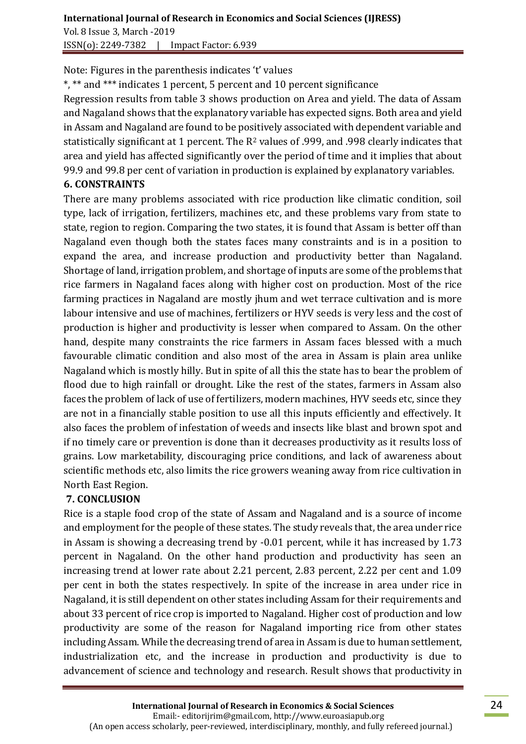Note: Figures in the parenthesis indicates 't' values

*, ** and *** indicates 1 percent, 5 percent and 10 percent significance

Regression results from table 3 shows production on Area and yield. The data of Assam and Nagaland shows that the explanatory variable has expected signs. Both area and yield in Assam and Nagaland are found to be positively associated with dependent variable and statistically significant at 1 percent. The $R^2$ values of .999, and .998 clearly indicates that area and yield has affected significantly over the period of time and it implies that about 99.9 and 99.8 per cent of variation in production is explained by explanatory variables.

## 6. CONSTRAINTS

There are many problems associated with rice production like climatic condition, soil type, lack of irrigation, fertilizers, machines etc, and these problems vary from state to state, region to region. Comparing the two states, it is found that Assam is better off than Nagaland even though both the states faces many constraints and is in a position to expand the area, and increase production and productivity better than Nagaland. Shortage of land, irrigation problem, and shortage of inputs are some of the problems that rice farmers in Nagaland faces along with higher cost on production. Most of the rice farming practices in Nagaland are mostly jhum and wet terrace cultivation and is more labour intensive and use of machines, fertilizers or HYV seeds is very less and the cost of production is higher and productivity is lesser when compared to Assam. On the other hand, despite many constraints the rice farmers in Assam faces blessed with a much favourable climatic condition and also most of the area in Assam is plain area unlike Nagaland which is mostly hilly. But in spite of all this the state has to bear the problem of flood due to high rainfall or drought. Like the rest of the states, farmers in Assam also faces the problem of lack of use of fertilizers, modern machines, HYV seeds etc, since they are not in a financially stable position to use all this inputs efficiently and effectively. It also faces the problem of infestation of weeds and insects like blast and brown spot and if no timely care or prevention is done than it decreases productivity as it results loss of grains. Low marketability, discouraging price conditions, and lack of awareness about scientific methods etc, also limits the rice growers weaning away from rice cultivation in North East Region.

## 7. CONCLUSION

Rice is a staple food crop of the state of Assam and Nagaland and is a source of income and employment for the people of these states. The study reveals that, the area under rice in Assam is showing a decreasing trend by -0.01 percent, while it has increased by 1.73 percent in Nagaland. On the other hand production and productivity has seen an increasing trend at lower rate about 2.21 percent, 2.83 percent, 2.22 per cent and 1.09 per cent in both the states respectively. In spite of the increase in area under rice in Nagaland, it is still dependent on other states including Assam for their requirements and about 33 percent of rice crop is imported to Nagaland. Higher cost of production and low productivity are some of the reason for Nagaland importing rice from other states including Assam. While the decreasing trend of area in Assam is due to human settlement, industrialization etc, and the increase in production and productivity is due to advancement of science and technology and research. Result shows that productivity in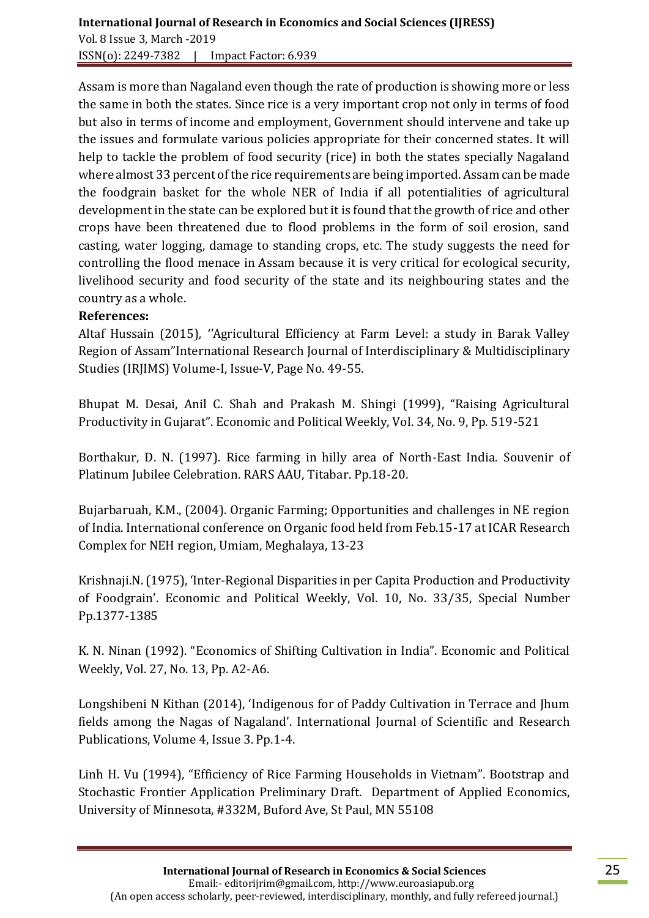Assam is more than Nagaland even though the rate of production is showing more or less the same in both the states. Since rice is a very important crop not only in terms of food but also in terms of income and employment, Government should intervene and take up the issues and formulate various policies appropriate for their concerned states. It will help to tackle the problem of food security (rice) in both the states specially Nagaland where almost 33 percent of the rice requirements are being imported. Assam can be made the foodgrain basket for the whole NER of India if all potentialities of agricultural development in the state can be explored but it is found that the growth of rice and other crops have been threatened due to flood problems in the form of soil erosion, sand casting, water logging, damage to standing crops, etc. The study suggests the need for controlling the flood menace in Assam because it is very critical for ecological security, livelihood security and food security of the state and its neighbouring states and the country as a whole.

**References:**

Altaf Hussain (2015), ''Agricultural Efficiency at Farm Level: a study in Barak Valley Region of Assam"International Research Journal of Interdisciplinary & Multidisciplinary Studies (IRJIMS) Volume-I, Issue-V, Page No. 49-55.

Bhupat M. Desai, Anil C. Shah and Prakash M. Shingi (1999), "Raising Agricultural Productivity in Gujarat". Economic and Political Weekly, Vol. 34, No. 9, Pp. 519-521

Borthakur, D. N. (1997). Rice farming in hilly area of North-East India. Souvenir of Platinum Jubilee Celebration. RARS AAU, Titabar. Pp.18-20.

Bujarbaruah, K.M., (2004). Organic Farming; Opportunities and challenges in NE region of India. International conference on Organic food held from Feb.15-17 at ICAR Research Complex for NEH region, Umiam, Meghalaya, 13-23

Krishnaji.N. (1975), 'Inter-Regional Disparities in per Capita Production and Productivity of Foodgrain'. Economic and Political Weekly, Vol. 10, No. 33/35, Special Number Pp.1377-1385

K. N. Ninan (1992). "Economics of Shifting Cultivation in India". Economic and Political Weekly, Vol. 27, No. 13, Pp. A2-A6.

Longshibeni N Kithan (2014), 'Indigenous for of Paddy Cultivation in Terrace and Jhum fields among the Nagas of Nagaland'. International Journal of Scientific and Research Publications, Volume 4, Issue 3. Pp.1-4.

Linh H. Vu (1994), "Efficiency of Rice Farming Households in Vietnam". Bootstrap and Stochastic Frontier Application Preliminary Draft. Department of Applied Economics, University of Minnesota, #332M, Buford Ave, St Paul, MN 55108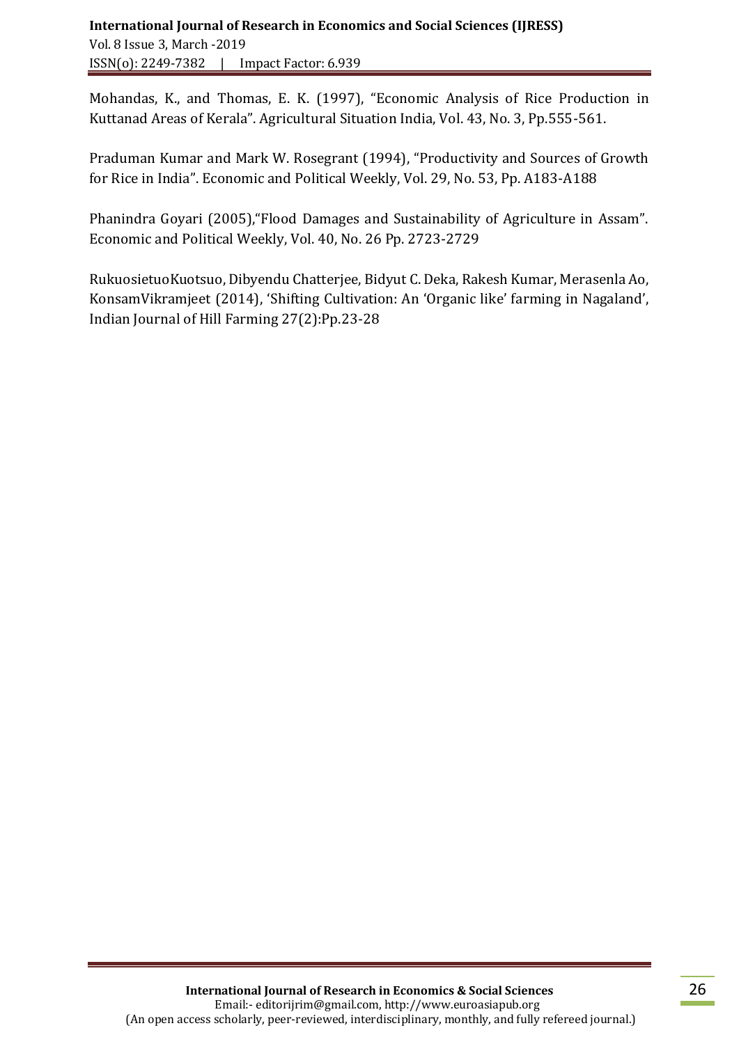Mohandas, K., and Thomas, E. K. (1997), "Economic Analysis of Rice Production in Kuttanad Areas of Kerala". Agricultural Situation India, Vol. 43, No. 3, Pp.555-561.

Praduman Kumar and Mark W. Rosegrant (1994), "Productivity and Sources of Growth for Rice in India". Economic and Political Weekly, Vol. 29, No. 53, Pp. A183-A188

Phanindra Goyari (2005),"Flood Damages and Sustainability of Agriculture in Assam". Economic and Political Weekly, Vol. 40, No. 26 Pp. 2723-2729

RukuosietuoKuotsuo, Dibyendu Chatterjee, Bidyut C. Deka, Rakesh Kumar, Merasenla Ao, KonsamVikramjeet (2014), 'Shifting Cultivation: An 'Organic like' farming in Nagaland', Indian Journal of Hill Farming 27(2):Pp.23-28